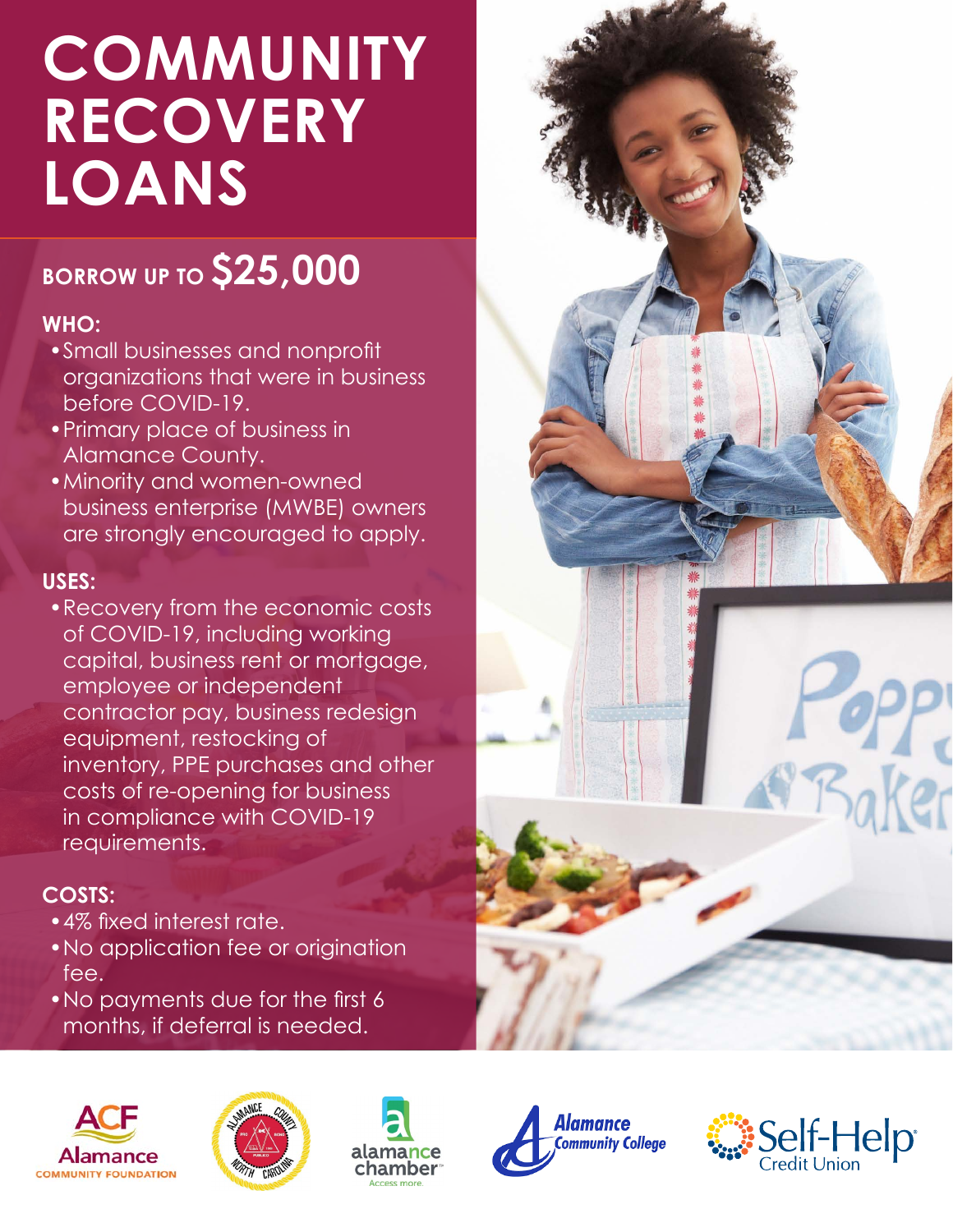# COMMUNITY RECOVERY LOANS

## BORROW UP TO $25,000

### WHO:

- Small businesses and nonprofit organizations that were in business before COVID-19.
- Primary place of business in Alamance County.
- Minority and women-owned business enterprise (MWBE) owners are strongly encouraged to apply.

### USES:

- Recovery from the economic costs of COVID-19, including working capital, business rent or mortgage, employee or independent contractor pay, business redesign equipment, restocking of inventory, PPE purchases and other costs of re-opening for business in compliance with COVID-19 requirements.

### COSTS:

- 4% fixed interest rate.
- No application fee or origination fee.
- No payments due for the first 6 months, if deferral is needed.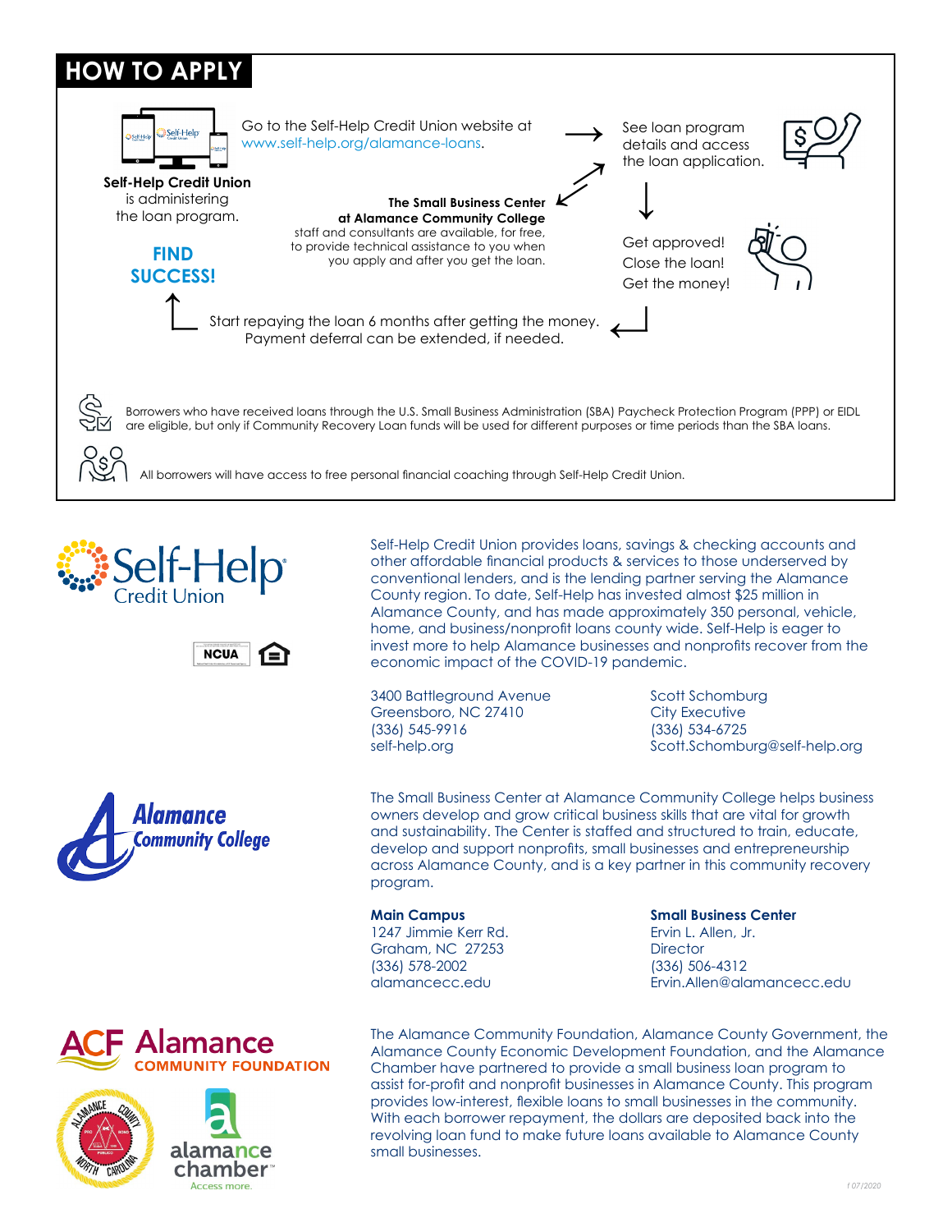## HOW TO APPLY

**Self-Help Credit Union** is administering the loan program.

Go to the Self-Help Credit Union website at www.self-help.org/alamance-loans.

See loan program details and access the loan application.

**The Small Business Center at Alamance Community College** staff and consultants are available, for free, to provide technical assistance to you when you apply and after you get the loan.

Get approved! Close the loan! Get the money!

Start repaying the loan 6 months after getting the money. Payment deferral can be extended, if needed.

**FIND SUCCESS!**

Borrowers who have received loans through the U.S. Small Business Administration (SBA) Paycheck Protection Program (PPP) or EIDL are eligible, but only if Community Recovery Loan funds will be used for different purposes or time periods than the SBA loans.

All borrowers will have access to free personal financial coaching through Self-Help Credit Union.

Self-Help Credit Union

Self-Help Credit Union provides loans, savings & checking accounts and other affordable financial products & services to those underserved by conventional lenders, and is the lending partner serving the Alamance County region. To date, Self-Help has invested almost $25 million in Alamance County, and has made approximately 350 personal, vehicle, home, and business/nonprofit loans county wide. Self-Help is eager to invest more to help Alamance businesses and nonprofits recover from the economic impact of the COVID-19 pandemic.

3400 Battleground Avenue
Greensboro, NC 27410
(336) 545-9916
self-help.org

Scott Schomburg
City Executive
(336) 534-6725
Scott.Schomburg@self-help.org

Alamance Community College

The Small Business Center at Alamance Community College helps business owners develop and grow critical business skills that are vital for growth and sustainability. The Center is staffed and structured to train, educate, develop and support nonprofits, small businesses and entrepreneurship across Alamance County, and is a key partner in this community recovery program.

**Main Campus**
1247 Jimmie Kerr Rd.
Graham, NC 27253
(336) 578-2002
alamancecc.edu

**Small Business Center**
Ervin L. Allen, Jr.
Director
(336) 506-4312
Ervin.Allen@alamancecc.edu

ACF Alamance Community Foundation

alamance chamber — Access more.

The Alamance Community Foundation, Alamance County Government, the Alamance County Economic Development Foundation, and the Alamance Chamber have partnered to provide a small business loan program to assist for-profit and nonprofit businesses in Alamance County. This program provides low-interest, flexible loans to small businesses in the community. With each borrower repayment, the dollars are deposited back into the revolving loan fund to make future loans available to Alamance County small businesses.

f 07/2020